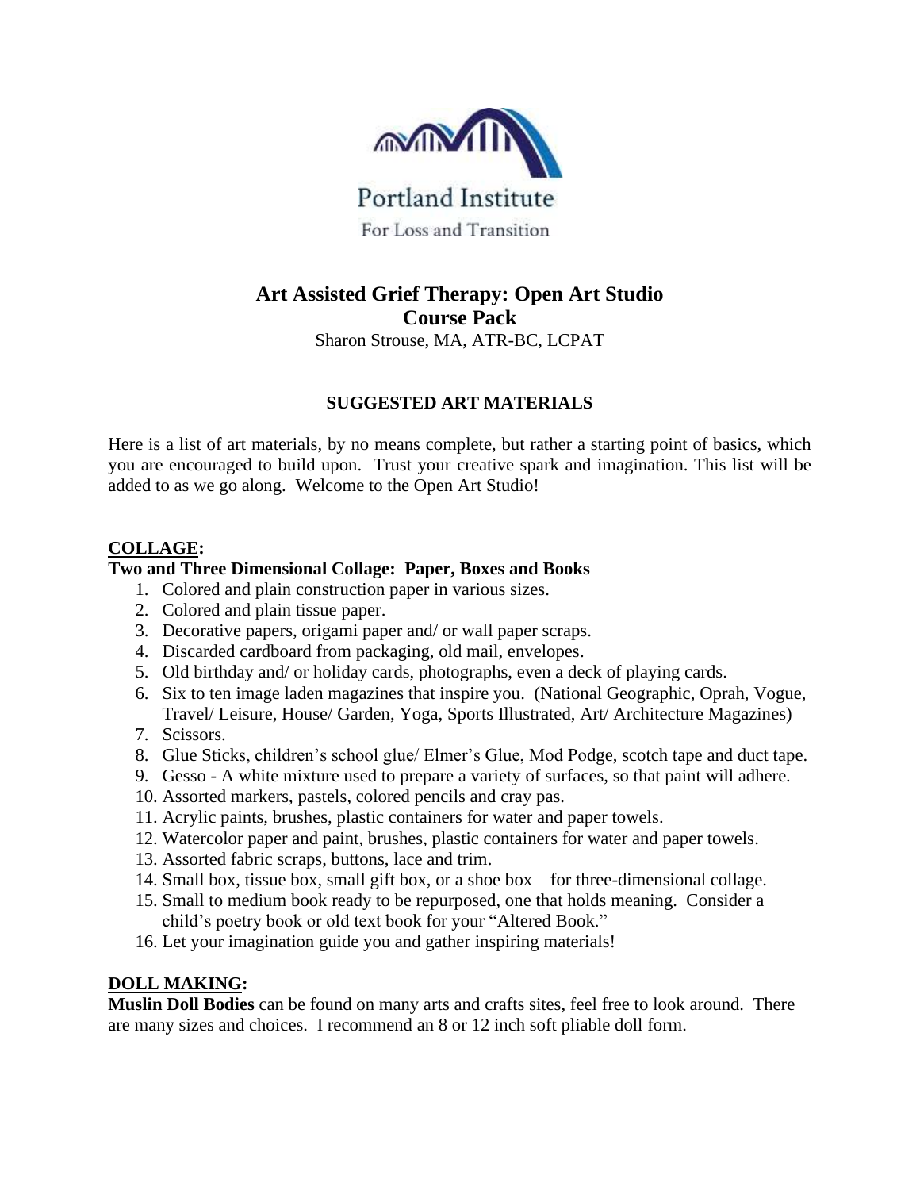Portland Institute
For Loss and Transition

# Art Assisted Grief Therapy: Open Art Studio
## Course Pack

Sharon Strouse, MA, ATR-BC, LCPAT

### SUGGESTED ART MATERIALS

Here is a list of art materials, by no means complete, but rather a starting point of basics, which you are encouraged to build upon. Trust your creative spark and imagination. This list will be added to as we go along. Welcome to the Open Art Studio!

## COLLAGE:

**Two and Three Dimensional Collage: Paper, Boxes and Books**

1. Colored and plain construction paper in various sizes.
2. Colored and plain tissue paper.
3. Decorative papers, origami paper and/ or wall paper scraps.
4. Discarded cardboard from packaging, old mail, envelopes.
5. Old birthday and/ or holiday cards, photographs, even a deck of playing cards.
6. Six to ten image laden magazines that inspire you. (National Geographic, Oprah, Vogue, Travel/ Leisure, House/ Garden, Yoga, Sports Illustrated, Art/ Architecture Magazines)
7. Scissors.
8. Glue Sticks, children's school glue/ Elmer's Glue, Mod Podge, scotch tape and duct tape.
9. Gesso - A white mixture used to prepare a variety of surfaces, so that paint will adhere.
10. Assorted markers, pastels, colored pencils and cray pas.
11. Acrylic paints, brushes, plastic containers for water and paper towels.
12. Watercolor paper and paint, brushes, plastic containers for water and paper towels.
13. Assorted fabric scraps, buttons, lace and trim.
14. Small box, tissue box, small gift box, or a shoe box – for three-dimensional collage.
15. Small to medium book ready to be repurposed, one that holds meaning. Consider a child's poetry book or old text book for your "Altered Book."
16. Let your imagination guide you and gather inspiring materials!

## DOLL MAKING:

**Muslin Doll Bodies** can be found on many arts and crafts sites, feel free to look around. There are many sizes and choices. I recommend an 8 or 12 inch soft pliable doll form.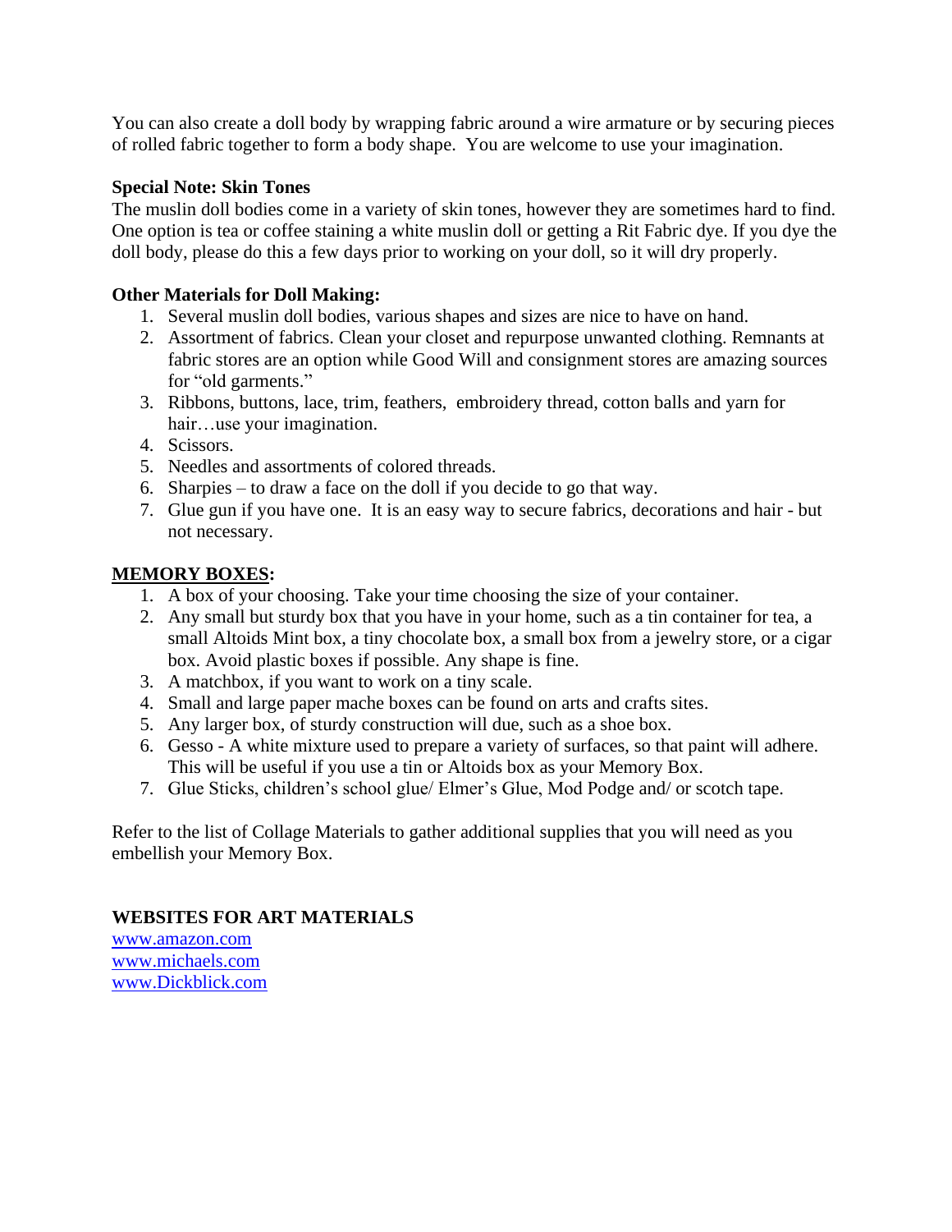You can also create a doll body by wrapping fabric around a wire armature or by securing pieces of rolled fabric together to form a body shape. You are welcome to use your imagination.

**Special Note: Skin Tones**
The muslin doll bodies come in a variety of skin tones, however they are sometimes hard to find. One option is tea or coffee staining a white muslin doll or getting a Rit Fabric dye. If you dye the doll body, please do this a few days prior to working on your doll, so it will dry properly.

**Other Materials for Doll Making:**

1. Several muslin doll bodies, various shapes and sizes are nice to have on hand.
2. Assortment of fabrics. Clean your closet and repurpose unwanted clothing. Remnants at fabric stores are an option while Good Will and consignment stores are amazing sources for "old garments."
3. Ribbons, buttons, lace, trim, feathers, embroidery thread, cotton balls and yarn for hair…use your imagination.
4. Scissors.
5. Needles and assortments of colored threads.
6. Sharpies – to draw a face on the doll if you decide to go that way.
7. Glue gun if you have one. It is an easy way to secure fabrics, decorations and hair - but not necessary.

**MEMORY BOXES:**

1. A box of your choosing. Take your time choosing the size of your container.
2. Any small but sturdy box that you have in your home, such as a tin container for tea, a small Altoids Mint box, a tiny chocolate box, a small box from a jewelry store, or a cigar box. Avoid plastic boxes if possible. Any shape is fine.
3. A matchbox, if you want to work on a tiny scale.
4. Small and large paper mache boxes can be found on arts and crafts sites.
5. Any larger box, of sturdy construction will due, such as a shoe box.
6. Gesso - A white mixture used to prepare a variety of surfaces, so that paint will adhere. This will be useful if you use a tin or Altoids box as your Memory Box.
7. Glue Sticks, children's school glue/ Elmer's Glue, Mod Podge and/ or scotch tape.

Refer to the list of Collage Materials to gather additional supplies that you will need as you embellish your Memory Box.

**WEBSITES FOR ART MATERIALS**
www.amazon.com
www.michaels.com
www.Dickblick.com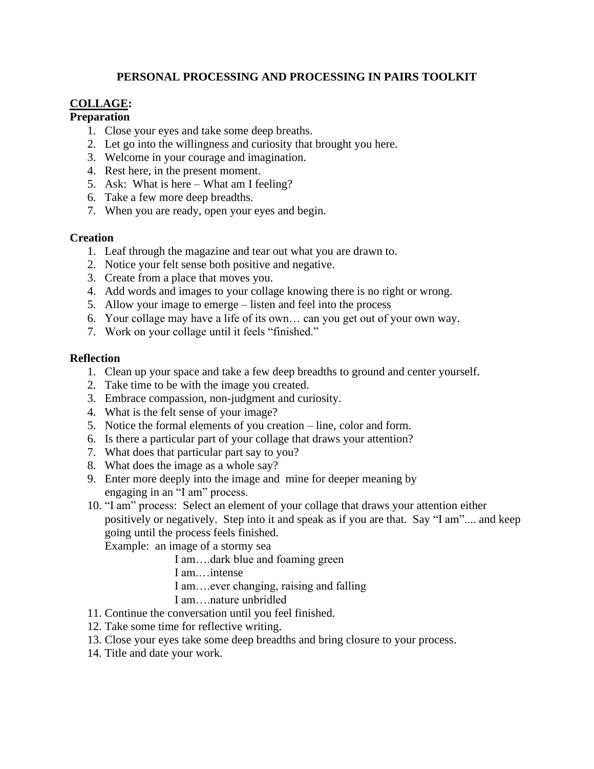# PERSONAL PROCESSING AND PROCESSING IN PAIRS TOOLKIT

## <u>COLLAGE</u>:

### Preparation

1. Close your eyes and take some deep breaths.
2. Let go into the willingness and curiosity that brought you here.
3. Welcome in your courage and imagination.
4. Rest here, in the present moment.
5. Ask: What is here – What am I feeling?
6. Take a few more deep breadths.
7. When you are ready, open your eyes and begin.

### Creation

1. Leaf through the magazine and tear out what you are drawn to.
2. Notice your felt sense both positive and negative.
3. Create from a place that moves you.
4. Add words and images to your collage knowing there is no right or wrong.
5. Allow your image to emerge – listen and feel into the process
6. Your collage may have a life of its own… can you get out of your own way.
7. Work on your collage until it feels "finished."

### Reflection

1. Clean up your space and take a few deep breadths to ground and center yourself.
2. Take time to be with the image you created.
3. Embrace compassion, non-judgment and curiosity.
4. What is the felt sense of your image?
5. Notice the formal elements of you creation – line, color and form.
6. Is there a particular part of your collage that draws your attention?
7. What does that particular part say to you?
8. What does the image as a whole say?
9. Enter more deeply into the image and mine for deeper meaning by engaging in an "I am" process.
10. "I am" process: Select an element of your collage that draws your attention either positively or negatively. Step into it and speak as if you are that. Say "I am".... and keep going until the process feels finished.

    Example: an image of a stormy sea

    > I am….dark blue and foaming green
    > I am.…intense
    > I am….ever changing, raising and falling
    > I am….nature unbridled

11. Continue the conversation until you feel finished.
12. Take some time for reflective writing.
13. Close your eyes take some deep breadths and bring closure to your process.
14. Title and date your work.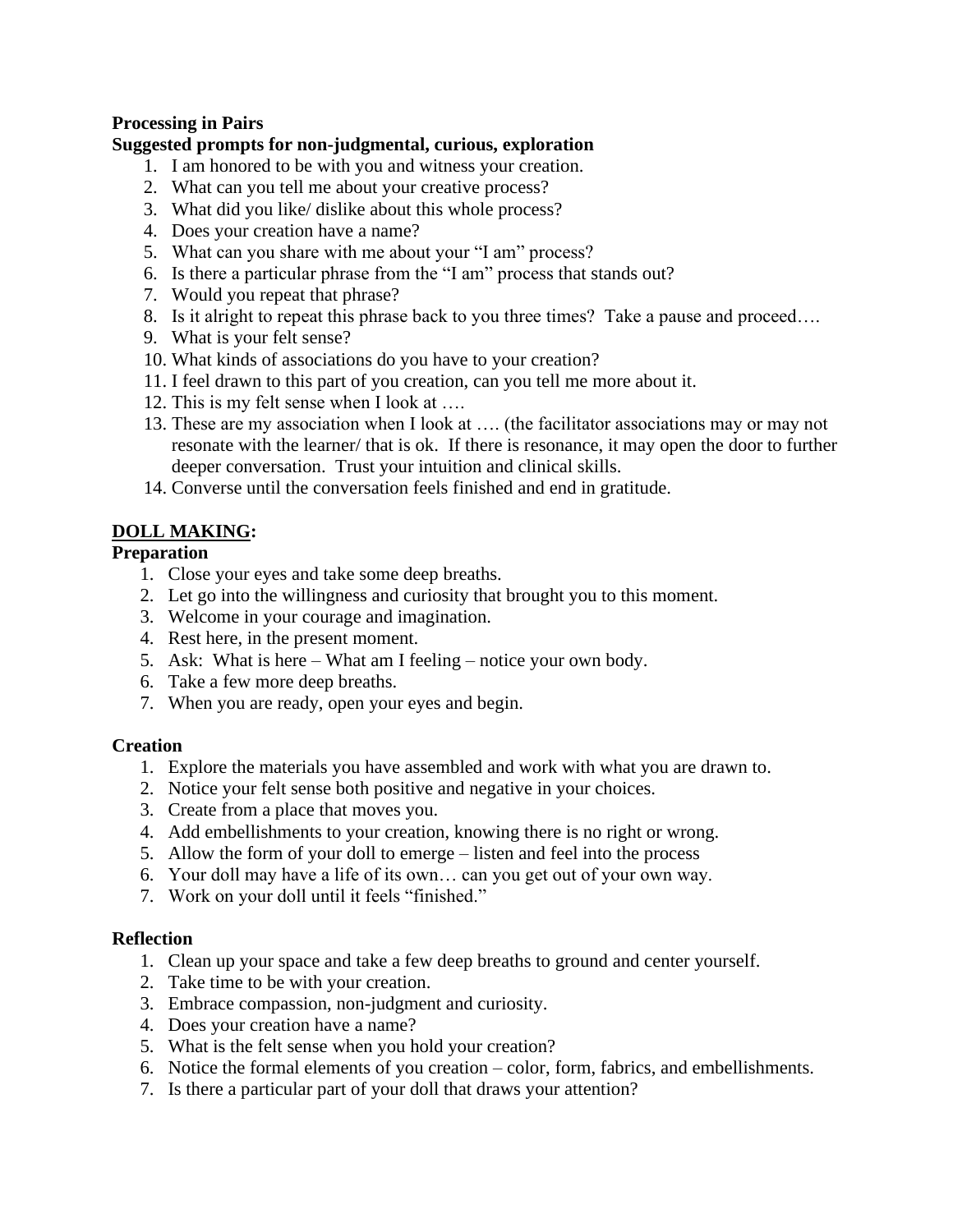**Processing in Pairs**

**Suggested prompts for non-judgmental, curious, exploration**

1. I am honored to be with you and witness your creation.
2. What can you tell me about your creative process?
3. What did you like/ dislike about this whole process?
4. Does your creation have a name?
5. What can you share with me about your "I am" process?
6. Is there a particular phrase from the "I am" process that stands out?
7. Would you repeat that phrase?
8. Is it alright to repeat this phrase back to you three times? Take a pause and proceed….
9. What is your felt sense?
10. What kinds of associations do you have to your creation?
11. I feel drawn to this part of you creation, can you tell me more about it.
12. This is my felt sense when I look at ….
13. These are my association when I look at …. (the facilitator associations may or may not resonate with the learner/ that is ok. If there is resonance, it may open the door to further deeper conversation. Trust your intuition and clinical skills.
14. Converse until the conversation feels finished and end in gratitude.

**DOLL MAKING:**

**Preparation**

1. Close your eyes and take some deep breaths.
2. Let go into the willingness and curiosity that brought you to this moment.
3. Welcome in your courage and imagination.
4. Rest here, in the present moment.
5. Ask: What is here – What am I feeling – notice your own body.
6. Take a few more deep breaths.
7. When you are ready, open your eyes and begin.

**Creation**

1. Explore the materials you have assembled and work with what you are drawn to.
2. Notice your felt sense both positive and negative in your choices.
3. Create from a place that moves you.
4. Add embellishments to your creation, knowing there is no right or wrong.
5. Allow the form of your doll to emerge – listen and feel into the process
6. Your doll may have a life of its own… can you get out of your own way.
7. Work on your doll until it feels "finished."

**Reflection**

1. Clean up your space and take a few deep breaths to ground and center yourself.
2. Take time to be with your creation.
3. Embrace compassion, non-judgment and curiosity.
4. Does your creation have a name?
5. What is the felt sense when you hold your creation?
6. Notice the formal elements of you creation – color, form, fabrics, and embellishments.
7. Is there a particular part of your doll that draws your attention?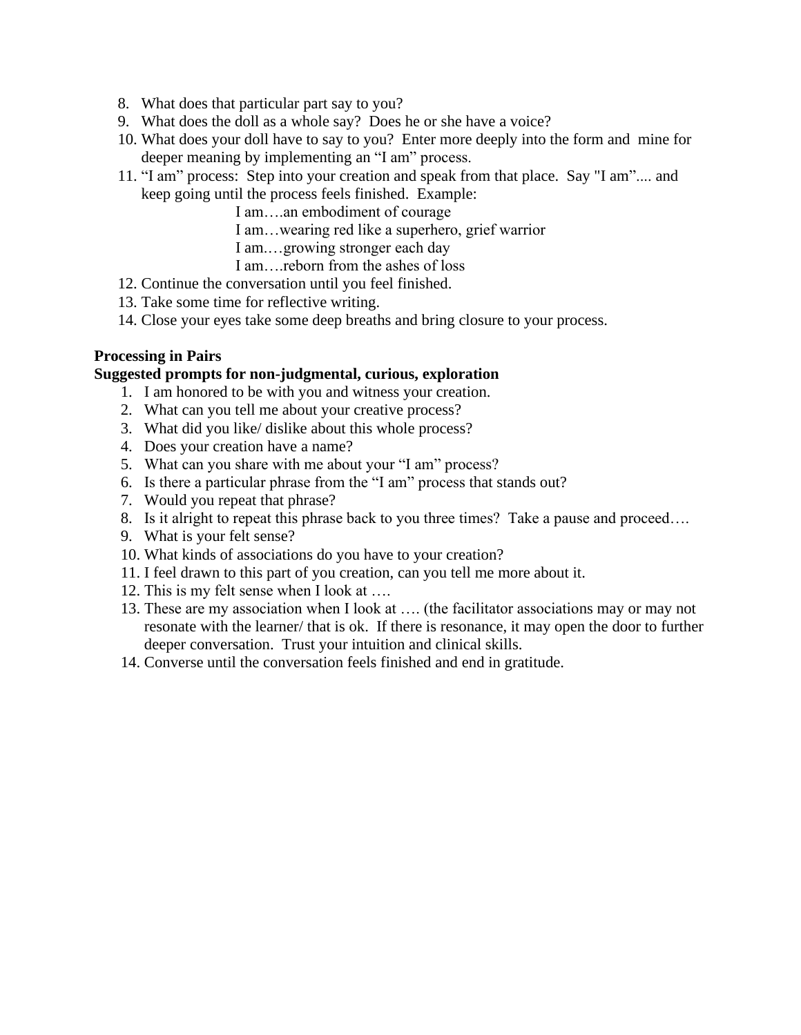8. What does that particular part say to you?
9. What does the doll as a whole say? Does he or she have a voice?
10. What does your doll have to say to you? Enter more deeply into the form and mine for deeper meaning by implementing an "I am" process.
11. "I am" process: Step into your creation and speak from that place. Say "I am".... and keep going until the process feels finished. Example:

    I am….an embodiment of courage
    I am…wearing red like a superhero, grief warrior
    I am.…growing stronger each day
    I am….reborn from the ashes of loss

12. Continue the conversation until you feel finished.
13. Take some time for reflective writing.
14. Close your eyes take some deep breaths and bring closure to your process.

**Processing in Pairs**
**Suggested prompts for non-judgmental, curious, exploration**

1. I am honored to be with you and witness your creation.
2. What can you tell me about your creative process?
3. What did you like/ dislike about this whole process?
4. Does your creation have a name?
5. What can you share with me about your "I am" process?
6. Is there a particular phrase from the "I am" process that stands out?
7. Would you repeat that phrase?
8. Is it alright to repeat this phrase back to you three times? Take a pause and proceed….
9. What is your felt sense?
10. What kinds of associations do you have to your creation?
11. I feel drawn to this part of you creation, can you tell me more about it.
12. This is my felt sense when I look at ….
13. These are my association when I look at …. (the facilitator associations may or may not resonate with the learner/ that is ok. If there is resonance, it may open the door to further deeper conversation. Trust your intuition and clinical skills.
14. Converse until the conversation feels finished and end in gratitude.